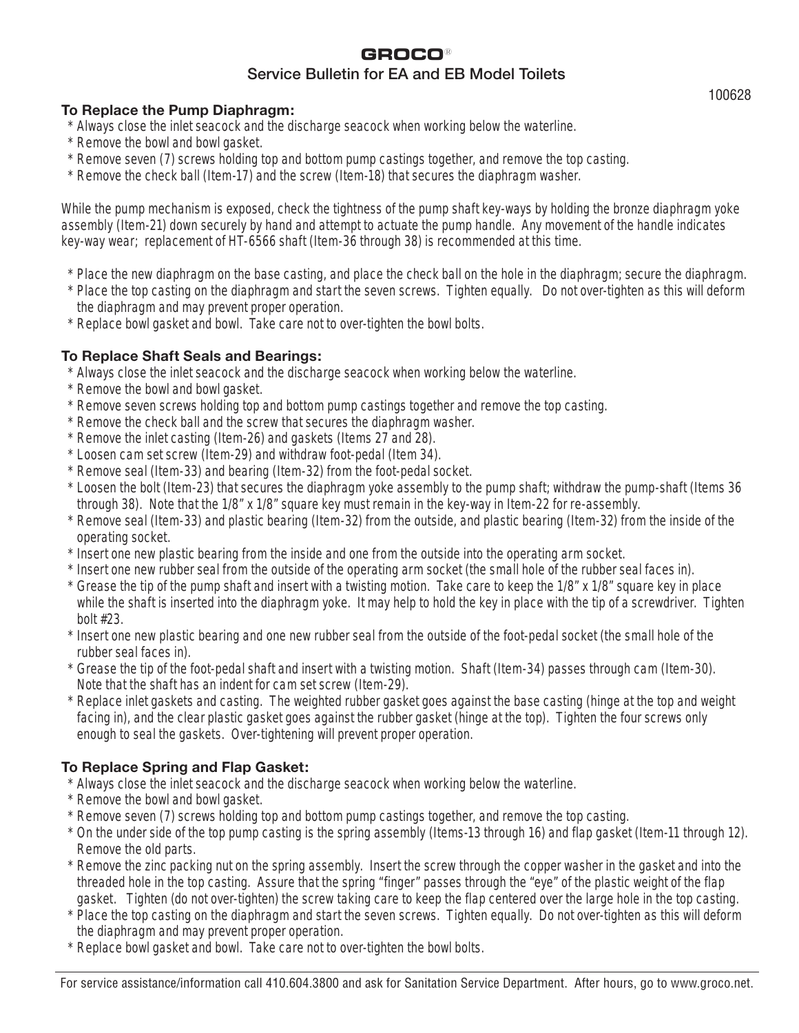GROCO®

# Service Bulletin for EA and EB Model Toilets

100628

## To Replace the Pump Diaphragm:

* Always close the inlet seacock and the discharge seacock when working below the waterline.
* Remove the bowl and bowl gasket.
* Remove seven (7) screws holding top and bottom pump castings together, and remove the top casting.
* Remove the check ball (Item-17) and the screw (Item-18) that secures the diaphragm washer.

While the pump mechanism is exposed, check the tightness of the pump shaft key-ways by holding the bronze diaphragm yoke assembly (Item-21) down securely by hand and attempt to actuate the pump handle. Any movement of the handle indicates key-way wear; replacement of HT-6566 shaft (Item-36 through 38) is recommended at this time.

* Place the new diaphragm on the base casting, and place the check ball on the hole in the diaphragm; secure the diaphragm.
* Place the top casting on the diaphragm and start the seven screws. Tighten equally. Do not over-tighten as this will deform the diaphragm and may prevent proper operation.
* Replace bowl gasket and bowl. Take care not to over-tighten the bowl bolts.

## To Replace Shaft Seals and Bearings:

* Always close the inlet seacock and the discharge seacock when working below the waterline.
* Remove the bowl and bowl gasket.
* Remove seven screws holding top and bottom pump castings together and remove the top casting.
* Remove the check ball and the screw that secures the diaphragm washer.
* Remove the inlet casting (Item-26) and gaskets (Items 27 and 28).
* Loosen cam set screw (Item-29) and withdraw foot-pedal (Item 34).
* Remove seal (Item-33) and bearing (Item-32) from the foot-pedal socket.
* Loosen the bolt (Item-23) that secures the diaphragm yoke assembly to the pump shaft; withdraw the pump-shaft (Items 36 through 38). Note that the 1/8" x 1/8" square key must remain in the key-way in Item-22 for re-assembly.
* Remove seal (Item-33) and plastic bearing (Item-32) from the outside, and plastic bearing (Item-32) from the inside of the operating socket.
* Insert one new plastic bearing from the inside and one from the outside into the operating arm socket.
* Insert one new rubber seal from the outside of the operating arm socket (the small hole of the rubber seal faces in).
* Grease the tip of the pump shaft and insert with a twisting motion. Take care to keep the 1/8" x 1/8" square key in place while the shaft is inserted into the diaphragm yoke. It may help to hold the key in place with the tip of a screwdriver. Tighten bolt #23.
* Insert one new plastic bearing and one new rubber seal from the outside of the foot-pedal socket (the small hole of the rubber seal faces in).
* Grease the tip of the foot-pedal shaft and insert with a twisting motion. Shaft (Item-34) passes through cam (Item-30). Note that the shaft has an indent for cam set screw (Item-29).
* Replace inlet gaskets and casting. The weighted rubber gasket goes against the base casting (hinge at the top and weight facing in), and the clear plastic gasket goes against the rubber gasket (hinge at the top). Tighten the four screws only enough to seal the gaskets. Over-tightening will prevent proper operation.

## To Replace Spring and Flap Gasket:

* Always close the inlet seacock and the discharge seacock when working below the waterline.
* Remove the bowl and bowl gasket.
* Remove seven (7) screws holding top and bottom pump castings together, and remove the top casting.
* On the under side of the top pump casting is the spring assembly (Items-13 through 16) and flap gasket (Item-11 through 12). Remove the old parts.
* Remove the zinc packing nut on the spring assembly. Insert the screw through the copper washer in the gasket and into the threaded hole in the top casting. Assure that the spring "finger" passes through the "eye" of the plastic weight of the flap gasket. Tighten (do not over-tighten) the screw taking care to keep the flap centered over the large hole in the top casting.
* Place the top casting on the diaphragm and start the seven screws. Tighten equally. Do not over-tighten as this will deform the diaphragm and may prevent proper operation.
* Replace bowl gasket and bowl. Take care not to over-tighten the bowl bolts.

For service assistance/information call 410.604.3800 and ask for Sanitation Service Department. After hours, go to www.groco.net.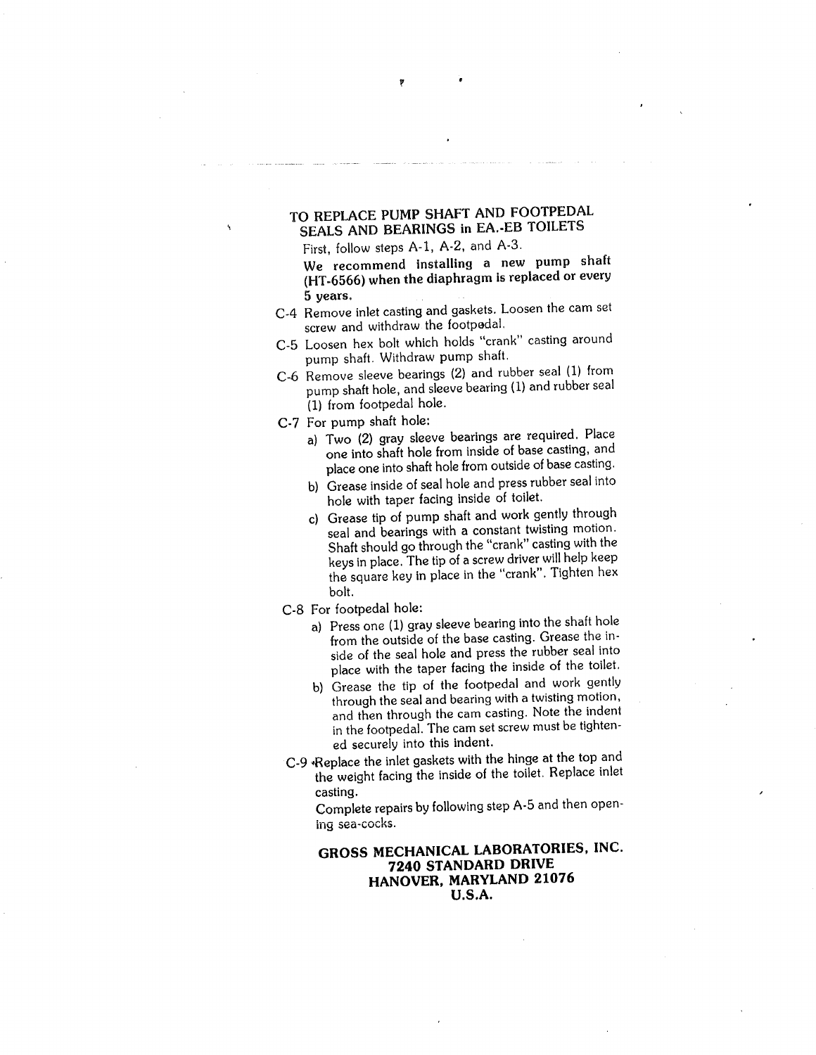## TO REPLACE PUMP SHAFT AND FOOTPEDAL SEALS AND BEARINGS in EA.-EB TOILETS

First, follow steps A-1, A-2, and A-3.

**We recommend installing a new pump shaft (HT-6566) when the diaphragm is replaced or every 5 years.**

C-4 Remove inlet casting and gaskets. Loosen the cam set screw and withdraw the footpedal.

C-5 Loosen hex bolt which holds "crank" casting around pump shaft. Withdraw pump shaft.

C-6 Remove sleeve bearings (2) and rubber seal (1) from pump shaft hole, and sleeve bearing (1) and rubber seal (1) from footpedal hole.

C-7 For pump shaft hole:

- a) Two (2) gray sleeve bearings are required. Place one into shaft hole from inside of base casting, and place one into shaft hole from outside of base casting.
- b) Grease inside of seal hole and press rubber seal into hole with taper facing inside of toilet.
- c) Grease tip of pump shaft and work gently through seal and bearings with a constant twisting motion. Shaft should go through the "crank" casting with the keys in place. The tip of a screw driver will help keep the square key in place in the "crank". Tighten hex bolt.

C-8 For footpedal hole:

- a) Press one (1) gray sleeve bearing into the shaft hole from the outside of the base casting. Grease the inside of the seal hole and press the rubber seal into place with the taper facing the inside of the toilet.
- b) Grease the tip of the footpedal and work gently through the seal and bearing with a twisting motion, and then through the cam casting. Note the indent in the footpedal. The cam set screw must be tightened securely into this indent.

C-9 Replace the inlet gaskets with the hinge at the top and the weight facing the inside of the toilet. Replace inlet casting.

Complete repairs by following step A-5 and then opening sea-cocks.

**GROSS MECHANICAL LABORATORIES, INC.**
**7240 STANDARD DRIVE**
**HANOVER, MARYLAND 21076**
**U.S.A.**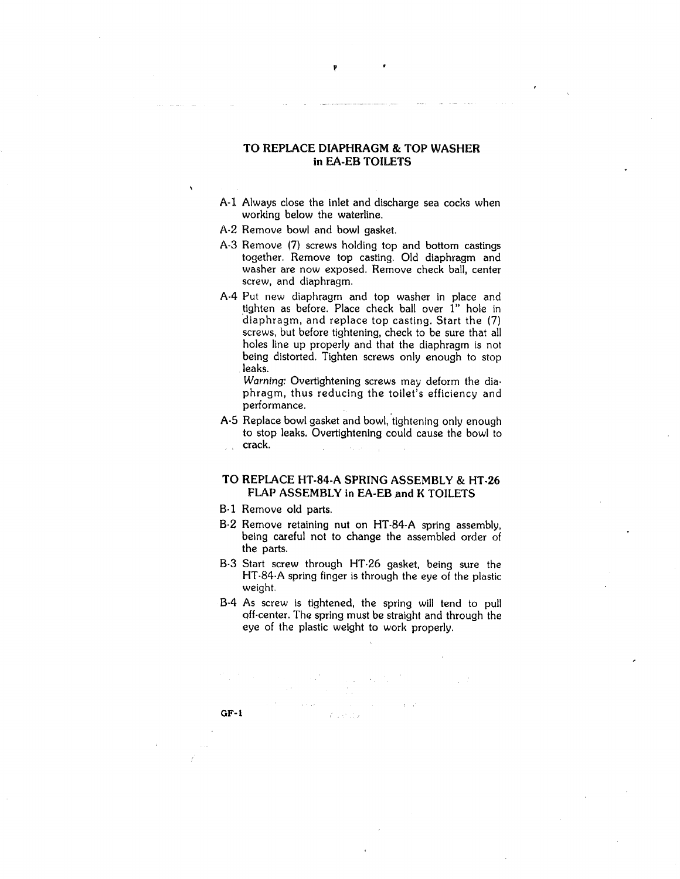## TO REPLACE DIAPHRAGM & TOP WASHER in EA-EB TOILETS

A-1 Always close the inlet and discharge sea cocks when working below the waterline.

A-2 Remove bowl and bowl gasket.

A-3 Remove (7) screws holding top and bottom castings together. Remove top casting. Old diaphragm and washer are now exposed. Remove check ball, center screw, and diaphragm.

A-4 Put new diaphragm and top washer in place and tighten as before. Place check ball over 1" hole in diaphragm, and replace top casting. Start the (7) screws, but before tightening, check to be sure that all holes line up properly and that the diaphragm is not being distorted. Tighten screws only enough to stop leaks.
*Warning:* Overtightening screws may deform the diaphragm, thus reducing the toilet's efficiency and performance.

A-5 Replace bowl gasket and bowl, tightening only enough to stop leaks. Overtightening could cause the bowl to crack.

## TO REPLACE HT-84-A SPRING ASSEMBLY & HT-26 FLAP ASSEMBLY in EA-EB and K TOILETS

B-1 Remove old parts.

B-2 Remove retaining nut on HT-84-A spring assembly, being careful not to change the assembled order of the parts.

B-3 Start screw through HT-26 gasket, being sure the HT-84-A spring finger is through the eye of the plastic weight.

B-4 As screw is tightened, the spring will tend to pull off-center. The spring must be straight and through the eye of the plastic weight to work properly.

GF-1